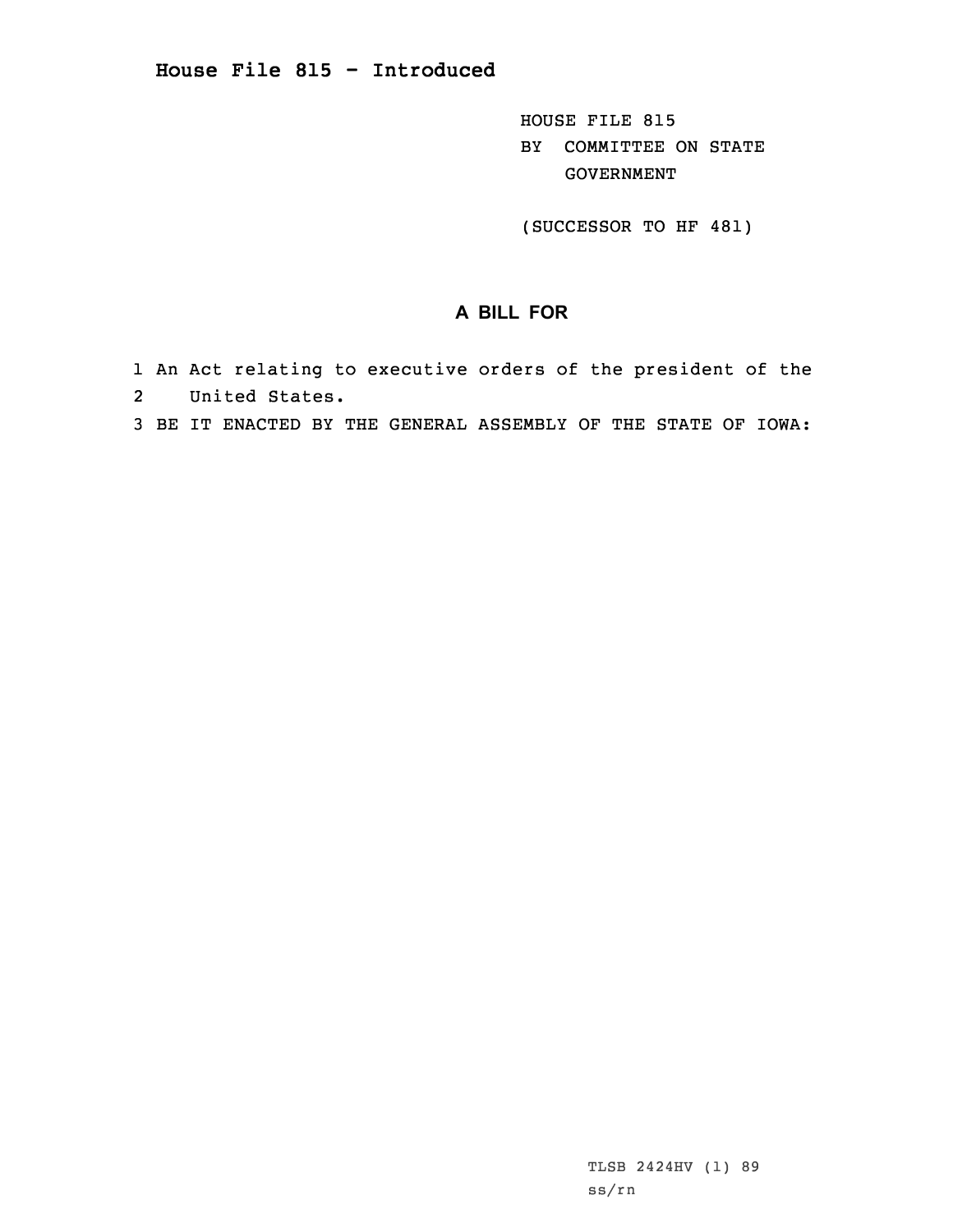# House File 815 - Introduced

HOUSE FILE 815
BY COMMITTEE ON STATE GOVERNMENT

(SUCCESSOR TO HF 481)

## A BILL FOR

1 An Act relating to executive orders of the president of the
2 United States.
3 BE IT ENACTED BY THE GENERAL ASSEMBLY OF THE STATE OF IOWA:

TLSB 2424HV (1) 89
ss/rn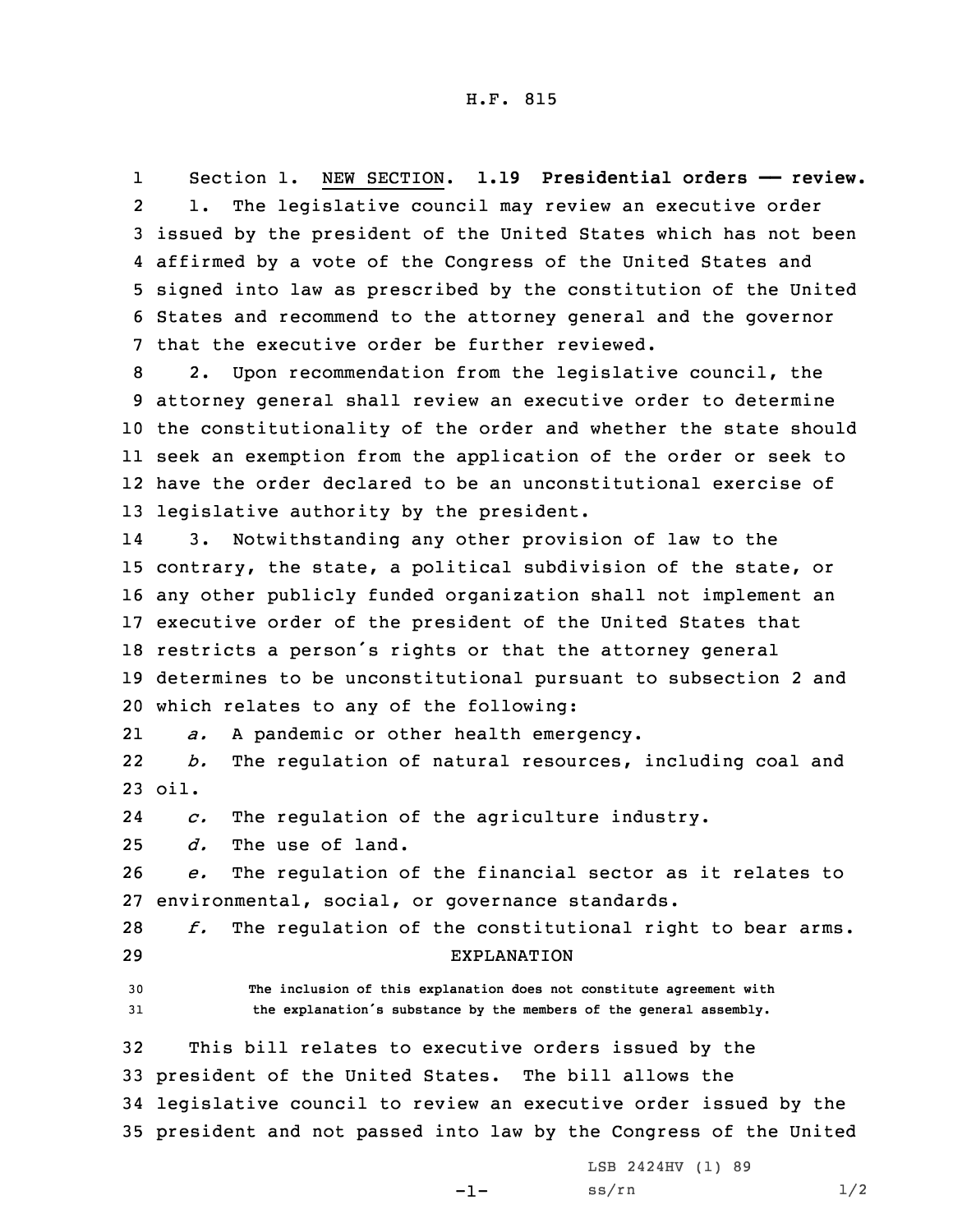Section 1. NEW SECTION. **1.19 Presidential orders —— review.**

1. The legislative council may review an executive order issued by the president of the United States which has not been affirmed by a vote of the Congress of the United States and signed into law as prescribed by the constitution of the United States and recommend to the attorney general and the governor that the executive order be further reviewed.

2. Upon recommendation from the legislative council, the attorney general shall review an executive order to determine the constitutionality of the order and whether the state should seek an exemption from the application of the order or seek to have the order declared to be an unconstitutional exercise of legislative authority by the president.

3. Notwithstanding any other provision of law to the contrary, the state, a political subdivision of the state, or any other publicly funded organization shall not implement an executive order of the president of the United States that restricts a person's rights or that the attorney general determines to be unconstitutional pursuant to subsection 2 and which relates to any of the following:

*a.* A pandemic or other health emergency.

*b.* The regulation of natural resources, including coal and oil.

*c.* The regulation of the agriculture industry.

*d.* The use of land.

*e.* The regulation of the financial sector as it relates to environmental, social, or governance standards.

*f.* The regulation of the constitutional right to bear arms.

EXPLANATION

**The inclusion of this explanation does not constitute agreement with the explanation's substance by the members of the general assembly.**

This bill relates to executive orders issued by the president of the United States. The bill allows the legislative council to review an executive order issued by the president and not passed into law by the Congress of the United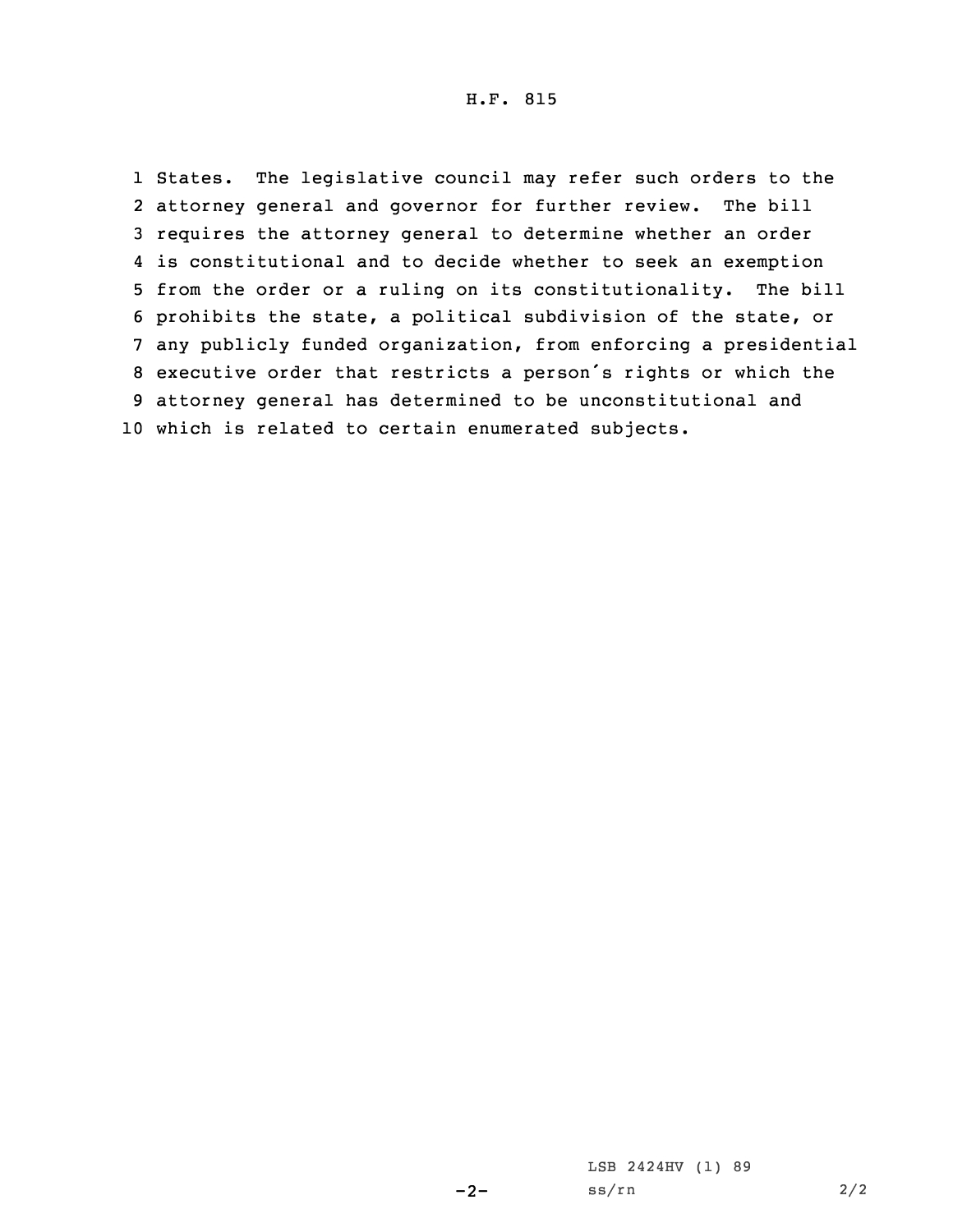States. The legislative council may refer such orders to the attorney general and governor for further review. The bill requires the attorney general to determine whether an order is constitutional and to decide whether to seek an exemption from the order or a ruling on its constitutionality. The bill prohibits the state, a political subdivision of the state, or any publicly funded organization, from enforcing a presidential executive order that restricts a person's rights or which the attorney general has determined to be unconstitutional and which is related to certain enumerated subjects.

LSB 2424HV (1) 89
ss/rn